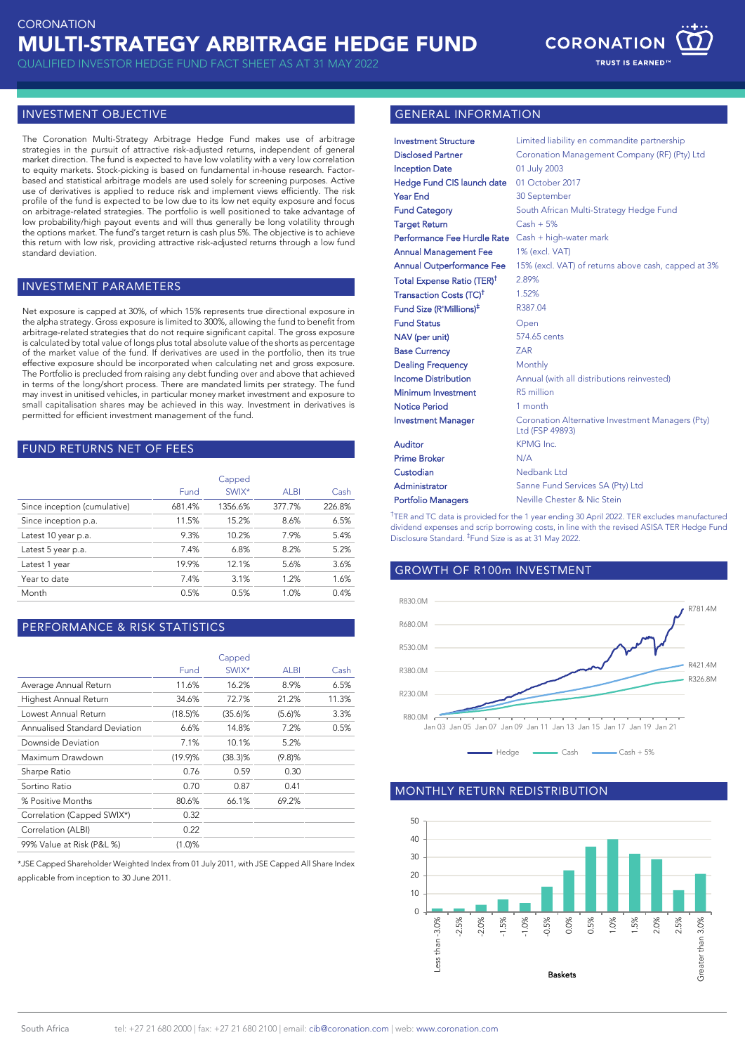CORONATION

# MULTI-STRATEGY ARBITRAGE HEDGE FUND

QUALIFIED INVESTOR HEDGE FUND FACT SHEET AS AT 31 MAY 2022

CORONATION
TRUST IS EARNED™

## INVESTMENT OBJECTIVE

The Coronation Multi-Strategy Arbitrage Hedge Fund makes use of arbitrage strategies in the pursuit of attractive risk-adjusted returns, independent of general market direction. The fund is expected to have low volatility with a very low correlation to equity markets. Stock-picking is based on fundamental in-house research. Factor-based and statistical arbitrage models are used solely for screening purposes. Active use of derivatives is applied to reduce risk and implement views efficiently. The risk profile of the fund is expected to be low due to its low net equity exposure and focus on arbitrage-related strategies. The portfolio is well positioned to take advantage of low probability/high payout events and will thus generally be long volatility through the options market. The fund's target return is cash plus 5%. The objective is to achieve this return with low risk, providing attractive risk-adjusted returns through a low fund standard deviation.

## INVESTMENT PARAMETERS

Net exposure is capped at 30%, of which 15% represents true directional exposure in the alpha strategy. Gross exposure is limited to 300%, allowing the fund to benefit from arbitrage-related strategies that do not require significant capital. The gross exposure is calculated by total value of longs plus total absolute value of the shorts as percentage of the market value of the fund. If derivatives are used in the portfolio, then its true effective exposure should be incorporated when calculating net and gross exposure. The Portfolio is precluded from raising any debt funding over and above that achieved in terms of the long/short process. There are mandated limits per strategy. The fund may invest in unitised vehicles, in particular money market investment and exposure to small capitalisation shares may be achieved in this way. Investment in derivatives is permitted for efficient investment management of the fund.

## FUND RETURNS NET OF FEES

| | Fund | Capped SWIX* | ALBI | Cash |
|---|---|---|---|---|
| Since inception (cumulative) | 681.4% | 1356.6% | 377.7% | 226.8% |
| Since inception p.a. | 11.5% | 15.2% | 8.6% | 6.5% |
| Latest 10 year p.a. | 9.3% | 10.2% | 7.9% | 5.4% |
| Latest 5 year p.a. | 7.4% | 6.8% | 8.2% | 5.2% |
| Latest 1 year | 19.9% | 12.1% | 5.6% | 3.6% |
| Year to date | 7.4% | 3.1% | 1.2% | 1.6% |
| Month | 0.5% | 0.5% | 1.0% | 0.4% |

## PERFORMANCE & RISK STATISTICS

| | Fund | Capped SWIX* | ALBI | Cash |
|---|---|---|---|---|
| Average Annual Return | 11.6% | 16.2% | 8.9% | 6.5% |
| Highest Annual Return | 34.6% | 72.7% | 21.2% | 11.3% |
| Lowest Annual Return | (18.5)% | (35.6)% | (5.6)% | 3.3% |
| Annualised Standard Deviation | 6.6% | 14.8% | 7.2% | 0.5% |
| Downside Deviation | 7.1% | 10.1% | 5.2% | |
| Maximum Drawdown | (19.9)% | (38.3)% | (9.8)% | |
| Sharpe Ratio | 0.76 | 0.59 | 0.30 | |
| Sortino Ratio | 0.70 | 0.87 | 0.41 | |
| % Positive Months | 80.6% | 66.1% | 69.2% | |
| Correlation (Capped SWIX*) | 0.32 | | | |
| Correlation (ALBI) | 0.22 | | | |
| 99% Value at Risk (P&L %) | (1.0)% | | | |

*JSE Capped Shareholder Weighted Index from 01 July 2011, with JSE Capped All Share Index applicable from inception to 30 June 2011.

## GENERAL INFORMATION

| | |
|---|---|
| Investment Structure | Limited liability en commandite partnership |
| Disclosed Partner | Coronation Management Company (RF) (Pty) Ltd |
| Inception Date | 01 July 2003 |
| Hedge Fund CIS launch date | 01 October 2017 |
| Year End | 30 September |
| Fund Category | South African Multi-Strategy Hedge Fund |
| Target Return | Cash + 5% |
| Performance Fee Hurdle Rate | Cash + high-water mark |
| Annual Management Fee | 1% (excl. VAT) |
| Annual Outperformance Fee | 15% (excl. VAT) of returns above cash, capped at 3% |
| Total Expense Ratio (TER)† | 2.89% |
| Transaction Costs (TC)† | 1.52% |
| Fund Size (R'Millions)‡ | R387.04 |
| Fund Status | Open |
| NAV (per unit) | 574.65 cents |
| Base Currency | ZAR |
| Dealing Frequency | Monthly |
| Income Distribution | Annual (with all distributions reinvested) |
| Minimum Investment | R5 million |
| Notice Period | 1 month |
| Investment Manager | Coronation Alternative Investment Managers (Pty) Ltd (FSP 49893) |
| Auditor | KPMG Inc. |
| Prime Broker | N/A |
| Custodian | Nedbank Ltd |
| Administrator | Sanne Fund Services SA (Pty) Ltd |
| Portfolio Managers | Neville Chester & Nic Stein |

†TER and TC data is provided for the 1 year ending 30 April 2022. TER excludes manufactured dividend expenses and scrip borrowing costs, in line with the revised ASISA TER Hedge Fund Disclosure Standard. ‡Fund Size is as at 31 May 2022.

## GROWTH OF R100m INVESTMENT

Hedge: R781.4M; Cash + 5%: R421.4M; Cash: R326.8M

## MONTHLY RETURN REDISTRIBUTION

South Africa tel: +27 21 680 2000 | fax: +27 21 680 2100 | email: cib@coronation.com | web: www.coronation.com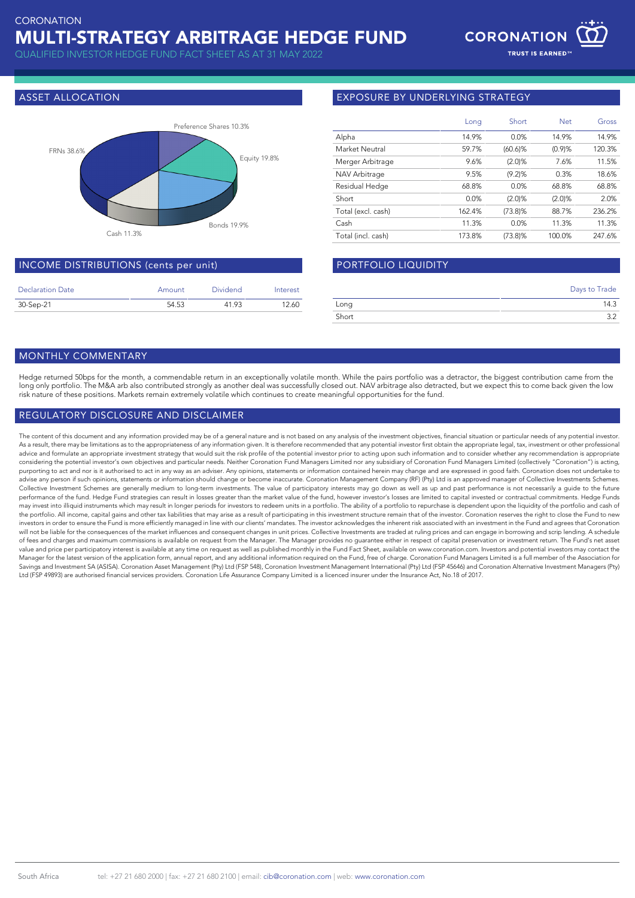CORONATION

# MULTI-STRATEGY ARBITRAGE HEDGE FUND

QUALIFIED INVESTOR HEDGE FUND FACT SHEET AS AT 31 MAY 2022

## ASSET ALLOCATION

Preference Shares 10.3%
FRNs 38.6%
Equity 19.8%
Bonds 19.9%
Cash 11.3%

## EXPOSURE BY UNDERLYING STRATEGY

| | Long | Short | Net | Gross |
|---|---|---|---|---|
| Alpha | 14.9% | 0.0% | 14.9% | 14.9% |
| Market Neutral | 59.7% | (60.6)% | (0.9)% | 120.3% |
| Merger Arbitrage | 9.6% | (2.0)% | 7.6% | 11.5% |
| NAV Arbitrage | 9.5% | (9.2)% | 0.3% | 18.6% |
| Residual Hedge | 68.8% | 0.0% | 68.8% | 68.8% |
| Short | 0.0% | (2.0)% | (2.0)% | 2.0% |
| Total (excl. cash) | 162.4% | (73.8)% | 88.7% | 236.2% |
| Cash | 11.3% | 0.0% | 11.3% | 11.3% |
| Total (incl. cash) | 173.8% | (73.8)% | 100.0% | 247.6% |

## INCOME DISTRIBUTIONS (cents per unit)

| Declaration Date | Amount | Dividend | Interest |
|---|---|---|---|
| 30-Sep-21 | 54.53 | 41.93 | 12.60 |

## PORTFOLIO LIQUIDITY

| | Days to Trade |
|---|---|
| Long | 14.3 |
| Short | 3.2 |

## MONTHLY COMMENTARY

Hedge returned 50bps for the month, a commendable return in an exceptionally volatile month. While the pairs portfolio was a detractor, the biggest contribution came from the long only portfolio. The M&A arb also contributed strongly as another deal was successfully closed out. NAV arbitrage also detracted, but we expect this to come back given the low risk nature of these positions. Markets remain extremely volatile which continues to create meaningful opportunities for the fund.

## REGULATORY DISCLOSURE AND DISCLAIMER

The content of this document and any information provided may be of a general nature and is not based on any analysis of the investment objectives, financial situation or particular needs of any potential investor. As a result, there may be limitations as to the appropriateness of any information given. It is therefore recommended that any potential investor first obtain the appropriate legal, tax, investment or other professional advice and formulate an appropriate investment strategy that would suit the risk profile of the potential investor prior to acting upon such information and to consider whether any recommendation is appropriate considering the potential investor's own objectives and particular needs. Neither Coronation Fund Managers Limited nor any subsidiary of Coronation Fund Managers Limited (collectively "Coronation") is acting, purporting to act and nor is it authorised to act in any way as an adviser. Any opinions, statements or information contained herein may change and are expressed in good faith. Coronation does not undertake to advise any person if such opinions, statements or information should change or become inaccurate. Coronation Management Company (RF) (Pty) Ltd is an approved manager of Collective Investments Schemes. Collective Investment Schemes are generally medium to long-term investments. The value of participatory interests may go down as well as up and past performance is not necessarily a guide to the future performance of the fund. Hedge Fund strategies can result in losses greater than the market value of the fund, however investor's losses are limited to capital invested or contractual commitments. Hedge Funds may invest into illiquid instruments which may result in longer periods for investors to redeem units in a portfolio. The ability of a portfolio to repurchase is dependent upon the liquidity of the portfolio and cash of the portfolio. All income, capital gains and other tax liabilities that may arise as a result of participating in this investment structure remain that of the investor. Coronation reserves the right to close the Fund to new investors in order to ensure the Fund is more efficiently managed in line with our clients' mandates. The investor acknowledges the inherent risk associated with an investment in the Fund and agrees that Coronation will not be liable for the consequences of the market influences and consequent changes in unit prices. Collective Investments are traded at ruling prices and can engage in borrowing and scrip lending. A schedule of fees and charges and maximum commissions is available on request from the Manager. The Manager provides no guarantee either in respect of capital preservation or investment return. The Fund's net asset value and price per participatory interest is available at any time on request as well as published monthly in the Fund Fact Sheet, available on www.coronation.com. Investors and potential investors may contact the Manager for the latest version of the application form, annual report, and any additional information required on the Fund, free of charge. Coronation Fund Managers Limited is a full member of the Association for Savings and Investment SA (ASISA). Coronation Asset Management (Pty) Ltd (FSP 548), Coronation Investment Management International (Pty) Ltd (FSP 45646) and Coronation Alternative Investment Managers (Pty) Ltd (FSP 49893) are authorised financial services providers. Coronation Life Assurance Company Limited is a licenced insurer under the Insurance Act, No.18 of 2017.

South Africa tel: +27 21 680 2000 | fax: +27 21 680 2100 | email: cib@coronation.com | web: www.coronation.com